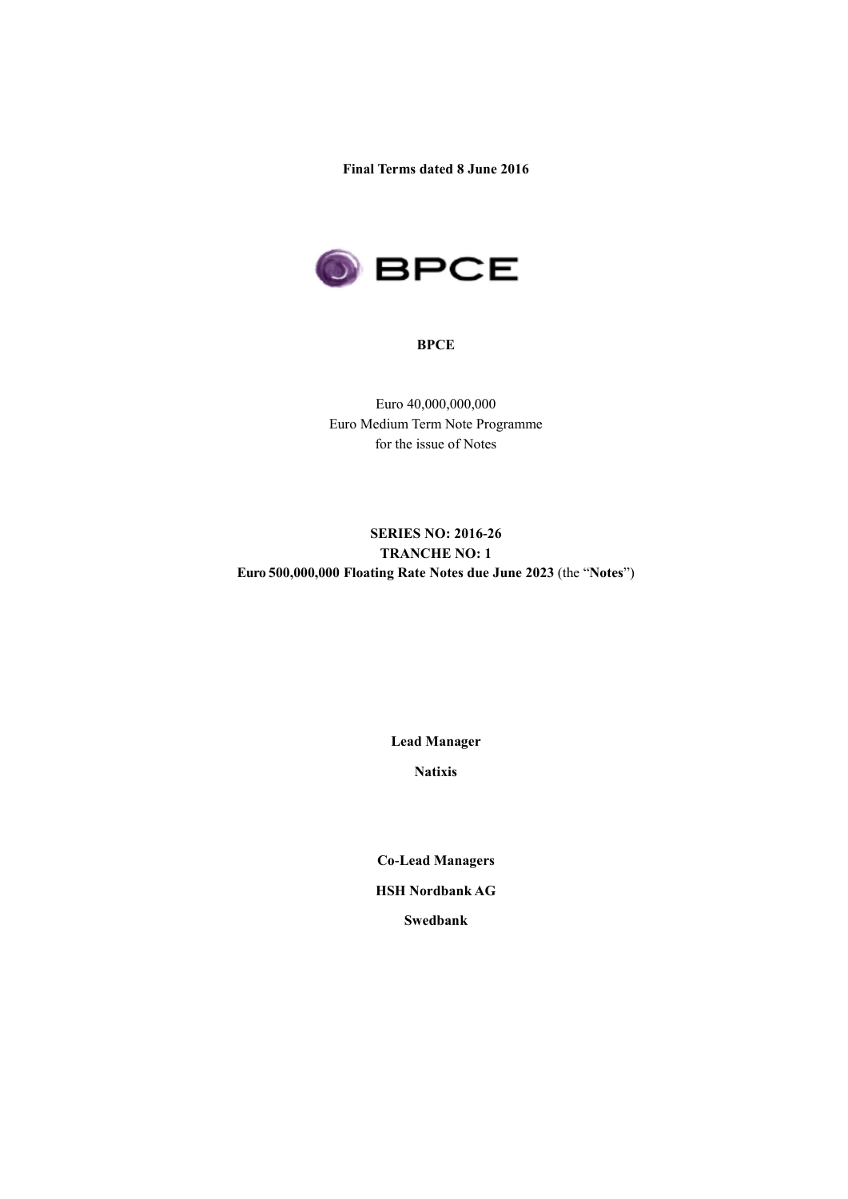**Final Terms dated 8 June 2016**

BPCE

**BPCE**

Euro 40,000,000,000
Euro Medium Term Note Programme
for the issue of Notes

**SERIES NO: 2016-26**
**TRANCHE NO: 1**
**Euro 500,000,000 Floating Rate Notes due June 2023** (the "**Notes**")

**Lead Manager**

**Natixis**

**Co-Lead Managers**

**HSH Nordbank AG**

**Swedbank**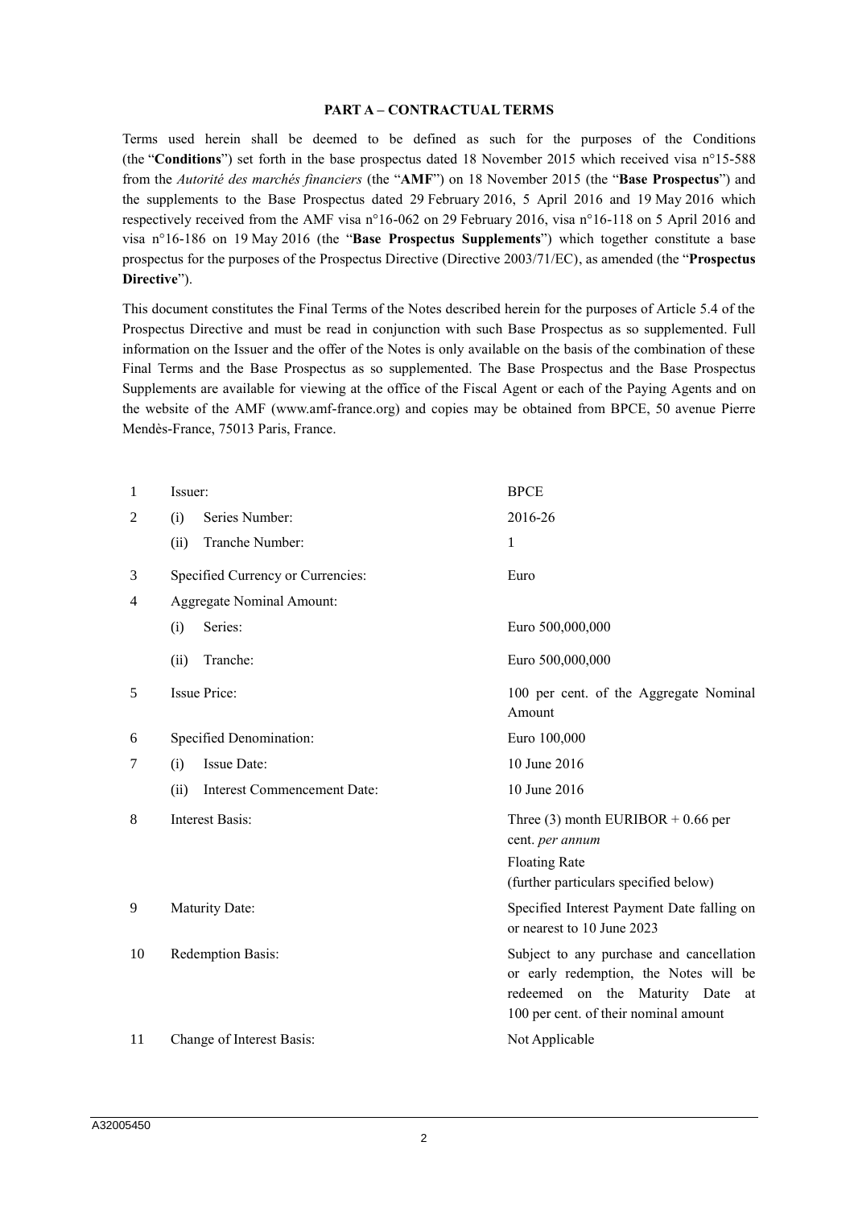## PART A – CONTRACTUAL TERMS

Terms used herein shall be deemed to be defined as such for the purposes of the Conditions (the "**Conditions**") set forth in the base prospectus dated 18 November 2015 which received visa n°15-588 from the *Autorité des marchés financiers* (the "**AMF**") on 18 November 2015 (the "**Base Prospectus**") and the supplements to the Base Prospectus dated 29 February 2016, 5 April 2016 and 19 May 2016 which respectively received from the AMF visa n°16-062 on 29 February 2016, visa n°16-118 on 5 April 2016 and visa n°16-186 on 19 May 2016 (the "**Base Prospectus Supplements**") which together constitute a base prospectus for the purposes of the Prospectus Directive (Directive 2003/71/EC), as amended (the "**Prospectus Directive**").

This document constitutes the Final Terms of the Notes described herein for the purposes of Article 5.4 of the Prospectus Directive and must be read in conjunction with such Base Prospectus as so supplemented. Full information on the Issuer and the offer of the Notes is only available on the basis of the combination of these Final Terms and the Base Prospectus as so supplemented. The Base Prospectus and the Base Prospectus Supplements are available for viewing at the office of the Fiscal Agent or each of the Paying Agents and on the website of the AMF (www.amf-france.org) and copies may be obtained from BPCE, 50 avenue Pierre Mendès-France, 75013 Paris, France.

| | | |
|---|---|---|
| 1 | Issuer: | BPCE |
| 2 | (i) Series Number: | 2016-26 |
| | (ii) Tranche Number: | 1 |
| 3 | Specified Currency or Currencies: | Euro |
| 4 | Aggregate Nominal Amount: | |
| | (i) Series: | Euro 500,000,000 |
| | (ii) Tranche: | Euro 500,000,000 |
| 5 | Issue Price: | 100 per cent. of the Aggregate Nominal Amount |
| 6 | Specified Denomination: | Euro 100,000 |
| 7 | (i) Issue Date: | 10 June 2016 |
| | (ii) Interest Commencement Date: | 10 June 2016 |
| 8 | Interest Basis: | Three (3) month EURIBOR + 0.66 per cent. *per annum*<br>Floating Rate<br>(further particulars specified below) |
| 9 | Maturity Date: | Specified Interest Payment Date falling on or nearest to 10 June 2023 |
| 10 | Redemption Basis: | Subject to any purchase and cancellation or early redemption, the Notes will be redeemed on the Maturity Date at 100 per cent. of their nominal amount |
| 11 | Change of Interest Basis: | Not Applicable |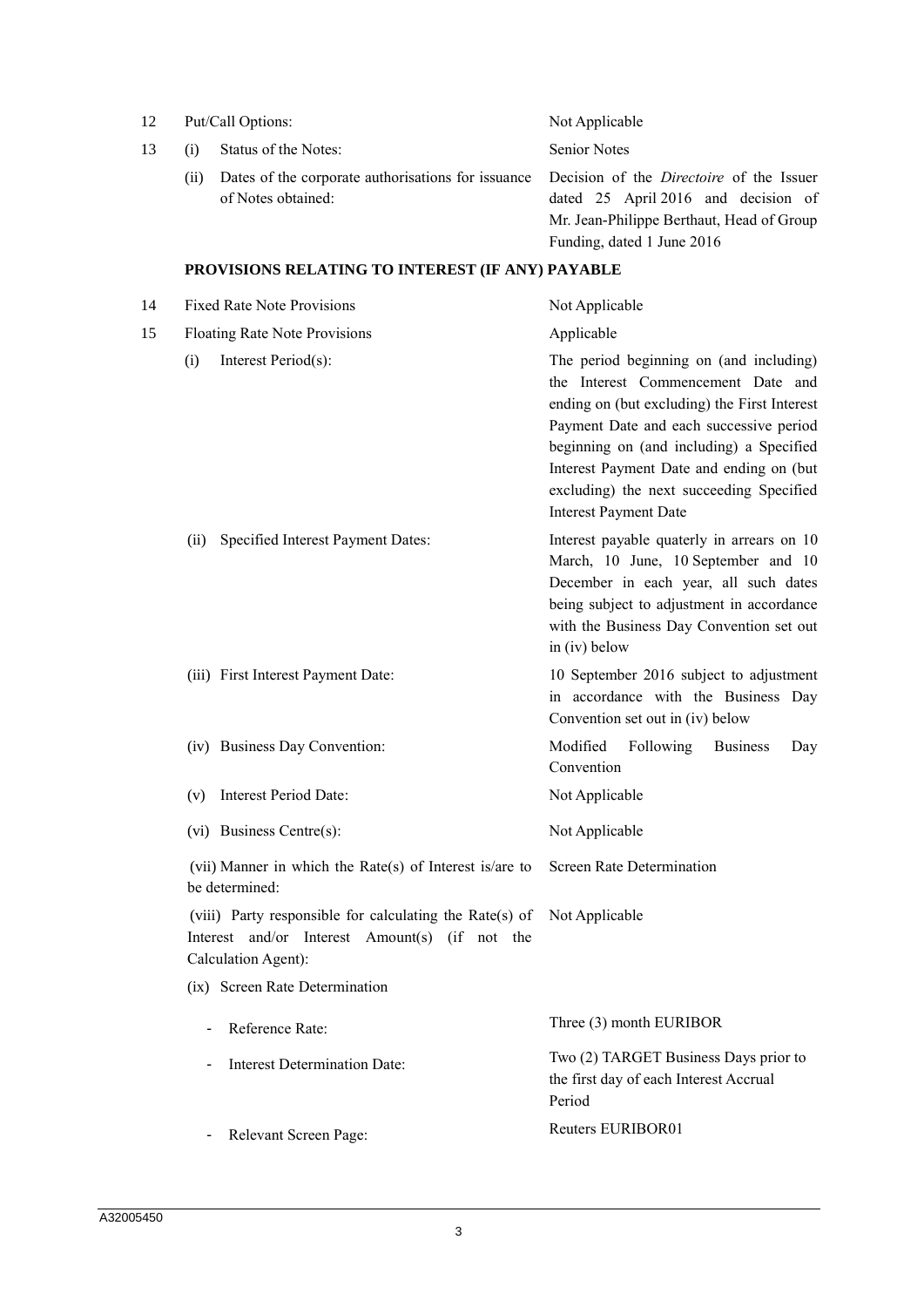| | | | |
|---|---|---|---|
| 12 | Put/Call Options: | | Not Applicable |
| 13 | (i) | Status of the Notes: | Senior Notes |
| | (ii) | Dates of the corporate authorisations for issuance of Notes obtained: | Decision of the *Directoire* of the Issuer dated 25 April 2016 and decision of Mr. Jean-Philippe Berthaut, Head of Group Funding, dated 1 June 2016 |

**PROVISIONS RELATING TO INTEREST (IF ANY) PAYABLE**

| | | | |
|---|---|---|---|
| 14 | Fixed Rate Note Provisions | | Not Applicable |
| 15 | Floating Rate Note Provisions | | Applicable |
| | (i) | Interest Period(s): | The period beginning on (and including) the Interest Commencement Date and ending on (but excluding) the First Interest Payment Date and each successive period beginning on (and including) a Specified Interest Payment Date and ending on (but excluding) the next succeeding Specified Interest Payment Date |
| | (ii) | Specified Interest Payment Dates: | Interest payable quaterly in arrears on 10 March, 10 June, 10 September and 10 December in each year, all such dates being subject to adjustment in accordance with the Business Day Convention set out in (iv) below |
| | (iii) | First Interest Payment Date: | 10 September 2016 subject to adjustment in accordance with the Business Day Convention set out in (iv) below |
| | (iv) | Business Day Convention: | Modified Following Business Day Convention |
| | (v) | Interest Period Date: | Not Applicable |
| | (vi) | Business Centre(s): | Not Applicable |
| | (vii) | Manner in which the Rate(s) of Interest is/are to be determined: | Screen Rate Determination |
| | (viii) | Party responsible for calculating the Rate(s) of Interest and/or Interest Amount(s) (if not the Calculation Agent): | Not Applicable |
| | (ix) | Screen Rate Determination | |
| | | - Reference Rate: | Three (3) month EURIBOR |
| | | - Interest Determination Date: | Two (2) TARGET Business Days prior to the first day of each Interest Accrual Period |
| | | - Relevant Screen Page: | Reuters EURIBOR01 |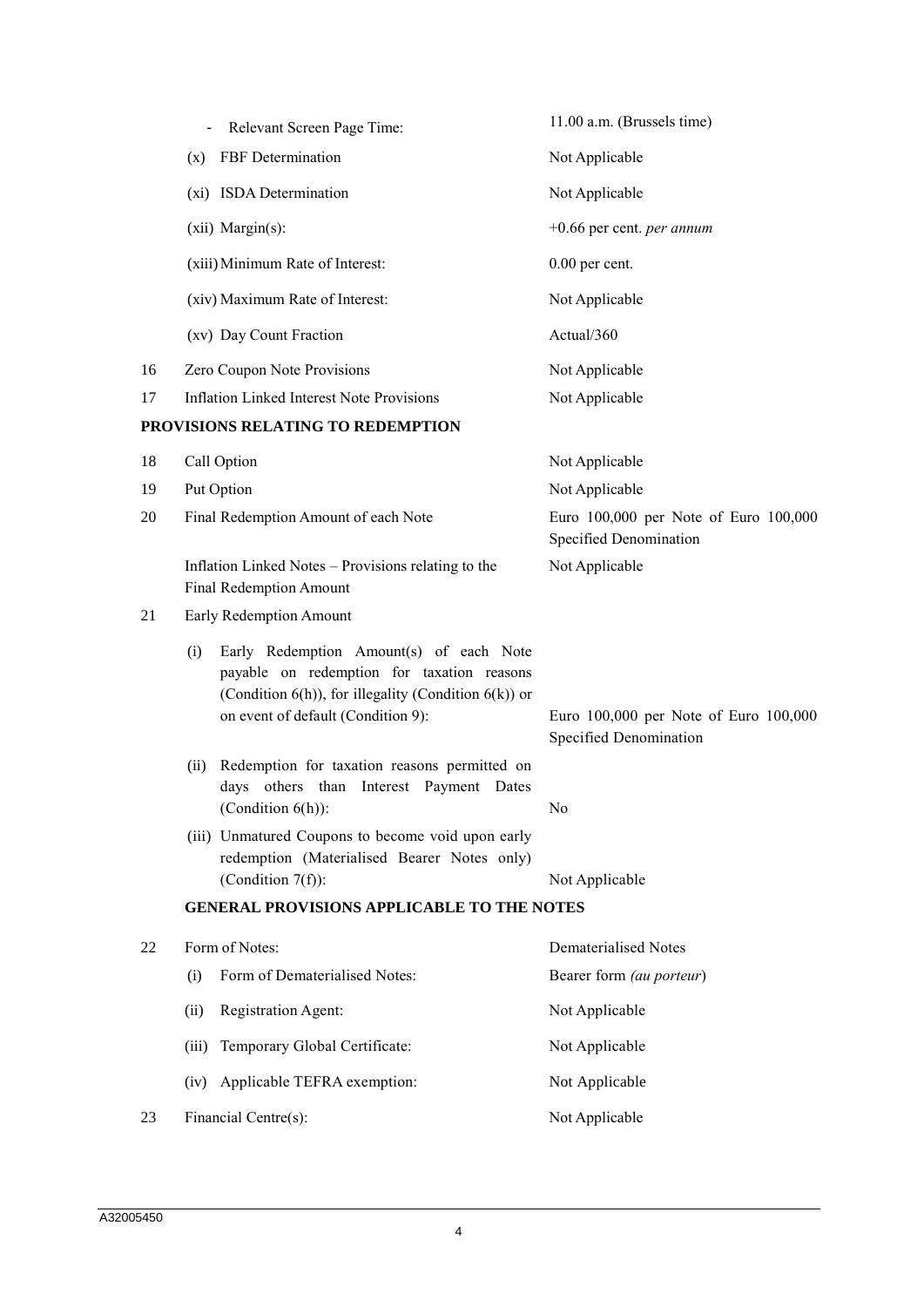| | | |
|---|---|---|
| | - Relevant Screen Page Time: | 11.00 a.m. (Brussels time) |
| | (x) FBF Determination | Not Applicable |
| | (xi) ISDA Determination | Not Applicable |
| | (xii) Margin(s): | +0.66 per cent. *per annum* |
| | (xiii) Minimum Rate of Interest: | 0.00 per cent. |
| | (xiv) Maximum Rate of Interest: | Not Applicable |
| | (xv) Day Count Fraction | Actual/360 |
| 16 | Zero Coupon Note Provisions | Not Applicable |
| 17 | Inflation Linked Interest Note Provisions | Not Applicable |

**PROVISIONS RELATING TO REDEMPTION**

| | | |
|---|---|---|
| 18 | Call Option | Not Applicable |
| 19 | Put Option | Not Applicable |
| 20 | Final Redemption Amount of each Note | Euro 100,000 per Note of Euro 100,000 Specified Denomination |
| | Inflation Linked Notes – Provisions relating to the Final Redemption Amount | Not Applicable |
| 21 | Early Redemption Amount | |
| | (i) Early Redemption Amount(s) of each Note payable on redemption for taxation reasons (Condition 6(h)), for illegality (Condition 6(k)) or on event of default (Condition 9): | Euro 100,000 per Note of Euro 100,000 Specified Denomination |
| | (ii) Redemption for taxation reasons permitted on days others than Interest Payment Dates (Condition 6(h)): | No |
| | (iii) Unmatured Coupons to become void upon early redemption (Materialised Bearer Notes only) (Condition 7(f)): | Not Applicable |

**GENERAL PROVISIONS APPLICABLE TO THE NOTES**

| | | |
|---|---|---|
| 22 | Form of Notes: | Dematerialised Notes |
| | (i) Form of Dematerialised Notes: | Bearer form *(au porteur)* |
| | (ii) Registration Agent: | Not Applicable |
| | (iii) Temporary Global Certificate: | Not Applicable |
| | (iv) Applicable TEFRA exemption: | Not Applicable |
| 23 | Financial Centre(s): | Not Applicable |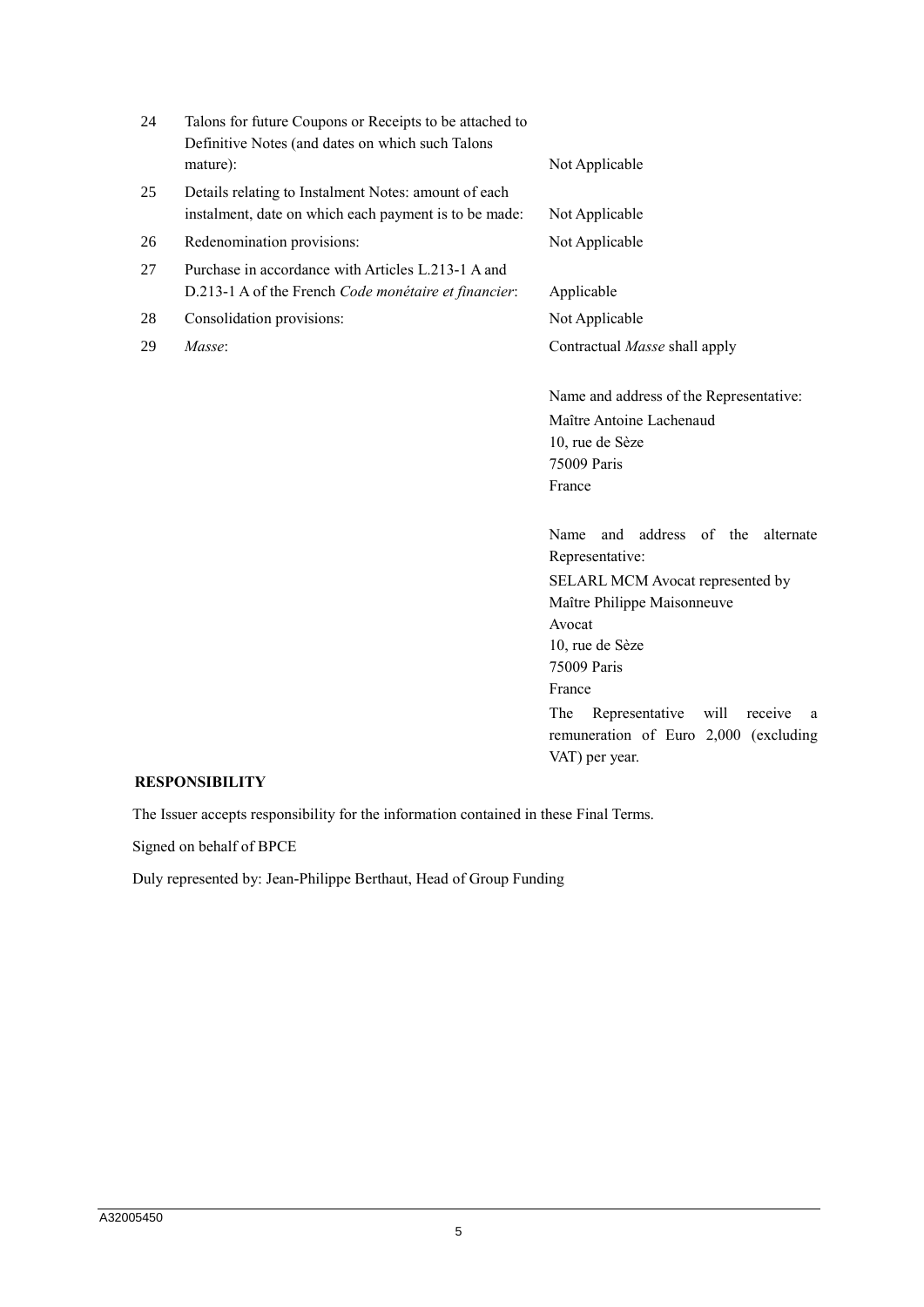| | | |
|---|---|---|
| 24 | Talons for future Coupons or Receipts to be attached to Definitive Notes (and dates on which such Talons mature): | Not Applicable |
| 25 | Details relating to Instalment Notes: amount of each instalment, date on which each payment is to be made: | Not Applicable |
| 26 | Redenomination provisions: | Not Applicable |
| 27 | Purchase in accordance with Articles L.213-1 A and D.213-1 A of the French *Code monétaire et financier*: | Applicable |
| 28 | Consolidation provisions: | Not Applicable |
| 29 | *Masse*: | Contractual *Masse* shall apply<br><br>Name and address of the Representative:<br>Maître Antoine Lachenaud<br>10, rue de Sèze<br>75009 Paris<br>France<br><br>Name and address of the alternate Representative:<br>SELARL MCM Avocat represented by Maître Philippe Maisonneuve<br>Avocat<br>10, rue de Sèze<br>75009 Paris<br>France<br>The Representative will receive a remuneration of Euro 2,000 (excluding VAT) per year. |

**RESPONSIBILITY**

The Issuer accepts responsibility for the information contained in these Final Terms.

Signed on behalf of BPCE

Duly represented by: Jean-Philippe Berthaut, Head of Group Funding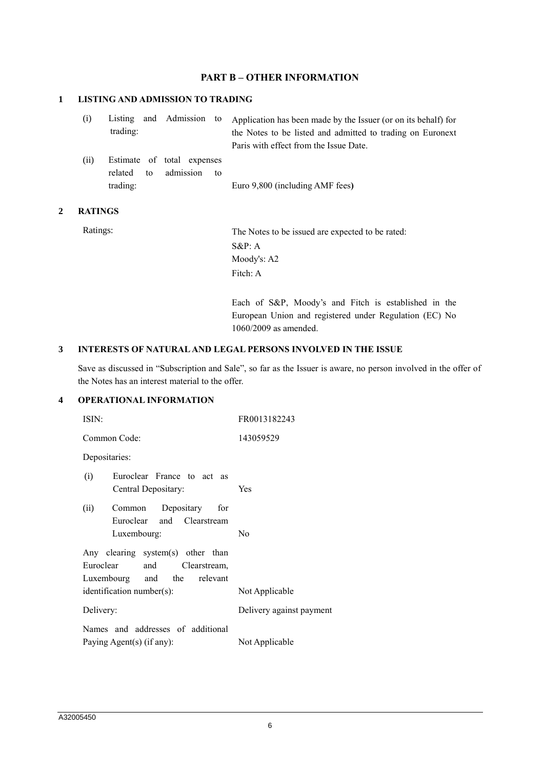## PART B – OTHER INFORMATION

### 1 LISTING AND ADMISSION TO TRADING

| | |
|---|---|
| (i) Listing and Admission to trading: | Application has been made by the Issuer (or on its behalf) for the Notes to be listed and admitted to trading on Euronext Paris with effect from the Issue Date. |
| (ii) Estimate of total expenses related to admission to trading: | Euro 9,800 (including AMF fees) |

### 2 RATINGS

| | |
|---|---|
| Ratings: | The Notes to be issued are expected to be rated:<br>S&P: A<br>Moody's: A2<br>Fitch: A<br><br>Each of S&P, Moody's and Fitch is established in the European Union and registered under Regulation (EC) No 1060/2009 as amended. |

### 3 INTERESTS OF NATURAL AND LEGAL PERSONS INVOLVED IN THE ISSUE

Save as discussed in "Subscription and Sale", so far as the Issuer is aware, no person involved in the offer of the Notes has an interest material to the offer.

### 4 OPERATIONAL INFORMATION

| | |
|---|---|
| ISIN: | FR0013182243 |
| Common Code: | 143059529 |
| Depositaries: | |
| (i) Euroclear France to act as Central Depositary: | Yes |
| (ii) Common Depositary for Euroclear and Clearstream Luxembourg: | No |
| Any clearing system(s) other than Euroclear and Clearstream, Luxembourg and the relevant identification number(s): | Not Applicable |
| Delivery: | Delivery against payment |
| Names and addresses of additional Paying Agent(s) (if any): | Not Applicable |

A32005450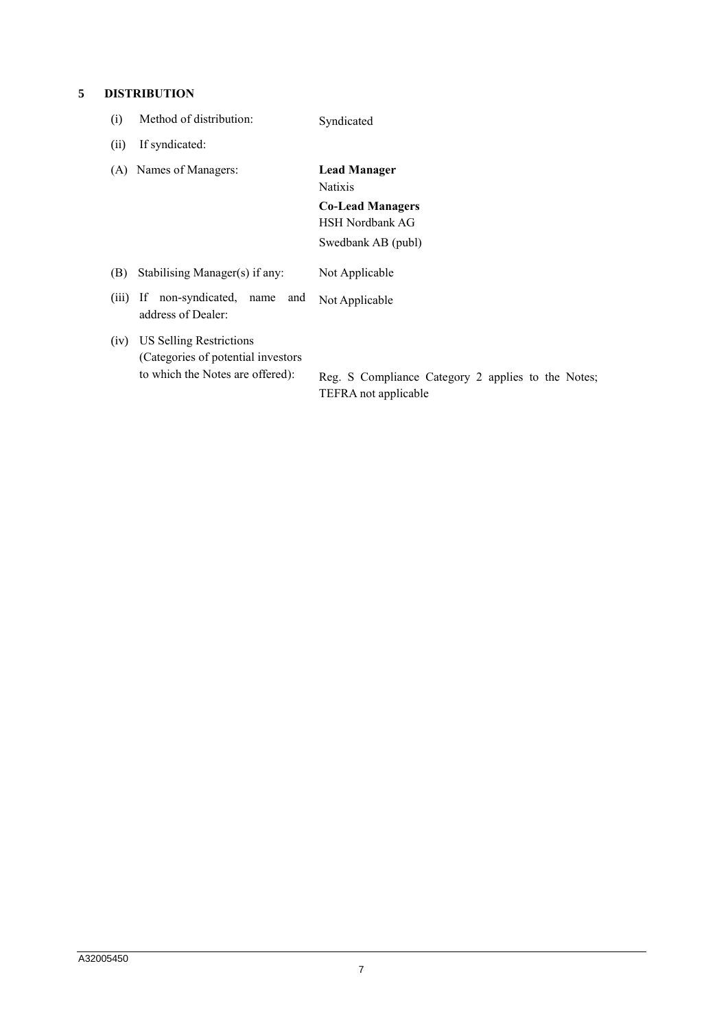## 5 DISTRIBUTION

| | | |
|---|---|---|
| (i) | Method of distribution: | Syndicated |
| (ii) | If syndicated: | |
| (A) | Names of Managers: | **Lead Manager**<br>Natixis<br>**Co-Lead Managers**<br>HSH Nordbank AG<br>Swedbank AB (publ) |
| (B) | Stabilising Manager(s) if any: | Not Applicable |
| (iii) | If non-syndicated, name and address of Dealer: | Not Applicable |
| (iv) | US Selling Restrictions (Categories of potential investors to which the Notes are offered): | Reg. S Compliance Category 2 applies to the Notes; TEFRA not applicable |

A32005450